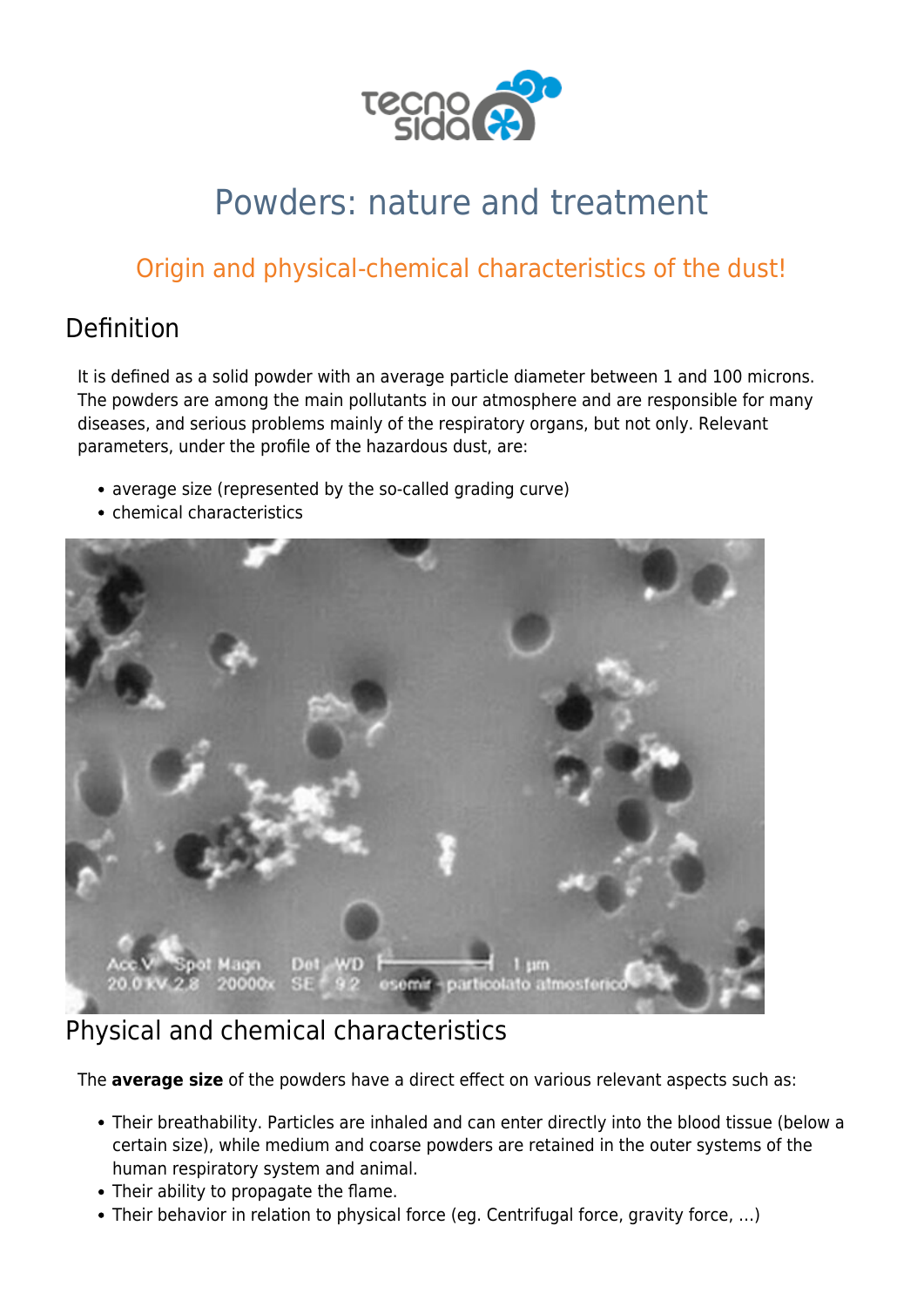# Powders: nature and treatment

## Origin and physical-chemical characteristics of the dust!

## Definition

It is defined as a solid powder with an average particle diameter between 1 and 100 microns. The powders are among the main pollutants in our atmosphere and are responsible for many diseases, and serious problems mainly of the respiratory organs, but not only. Relevant parameters, under the profile of the hazardous dust, are:

- average size (represented by the so-called grading curve)
- chemical characteristics

## Physical and chemical characteristics

The **average size** of the powders have a direct effect on various relevant aspects such as:

- Their breathability. Particles are inhaled and can enter directly into the blood tissue (below a certain size), while medium and coarse powders are retained in the outer systems of the human respiratory system and animal.
- Their ability to propagate the flame.
- Their behavior in relation to physical force (eg. Centrifugal force, gravity force, ...)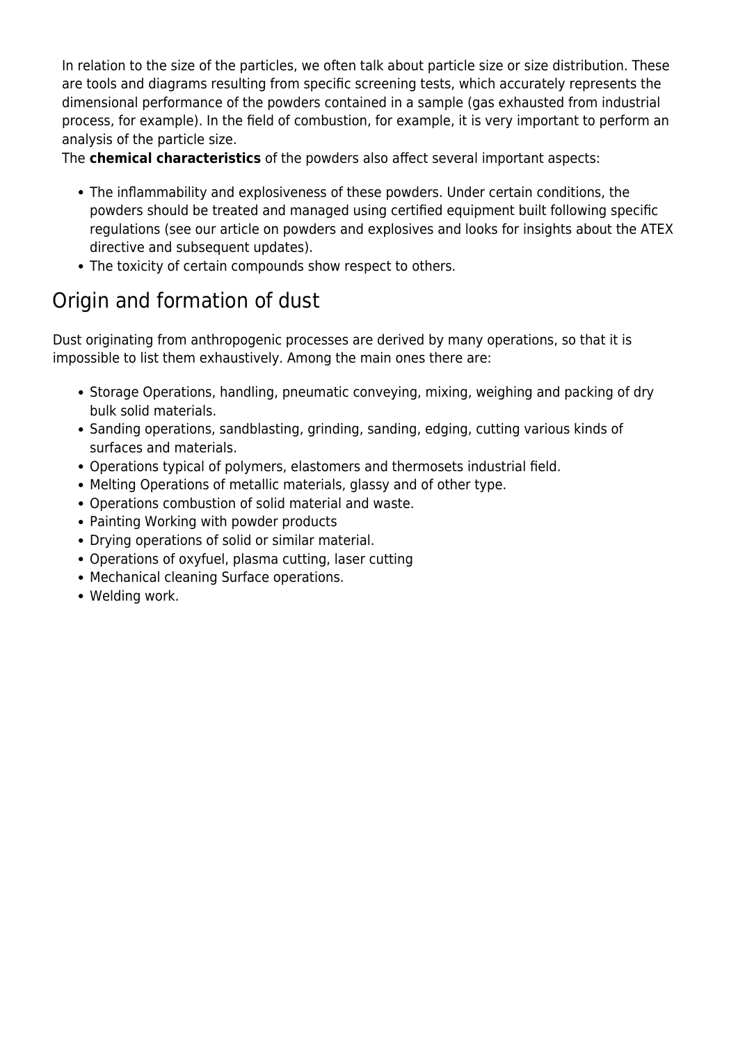In relation to the size of the particles, we often talk about particle size or size distribution. These are tools and diagrams resulting from specific screening tests, which accurately represents the dimensional performance of the powders contained in a sample (gas exhausted from industrial process, for example). In the field of combustion, for example, it is very important to perform an analysis of the particle size.

The **chemical characteristics** of the powders also affect several important aspects:

- The inflammability and explosiveness of these powders. Under certain conditions, the powders should be treated and managed using certified equipment built following specific regulations (see our article on powders and explosives and looks for insights about the ATEX directive and subsequent updates).
- The toxicity of certain compounds show respect to others.

## Origin and formation of dust

Dust originating from anthropogenic processes are derived by many operations, so that it is impossible to list them exhaustively. Among the main ones there are:

- Storage Operations, handling, pneumatic conveying, mixing, weighing and packing of dry bulk solid materials.
- Sanding operations, sandblasting, grinding, sanding, edging, cutting various kinds of surfaces and materials.
- Operations typical of polymers, elastomers and thermosets industrial field.
- Melting Operations of metallic materials, glassy and of other type.
- Operations combustion of solid material and waste.
- Painting Working with powder products
- Drying operations of solid or similar material.
- Operations of oxyfuel, plasma cutting, laser cutting
- Mechanical cleaning Surface operations.
- Welding work.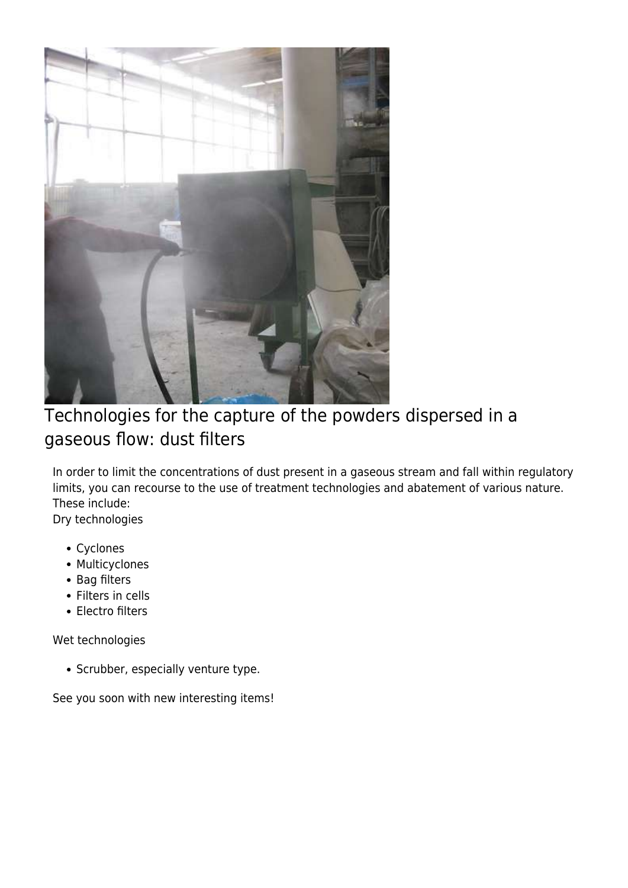# Technologies for the capture of the powders dispersed in a gaseous flow: dust filters

In order to limit the concentrations of dust present in a gaseous stream and fall within regulatory limits, you can recourse to the use of treatment technologies and abatement of various nature. These include:
Dry technologies

- Cyclones
- Multicyclones
- Bag filters
- Filters in cells
- Electro filters

Wet technologies

- Scrubber, especially venture type.

See you soon with new interesting items!